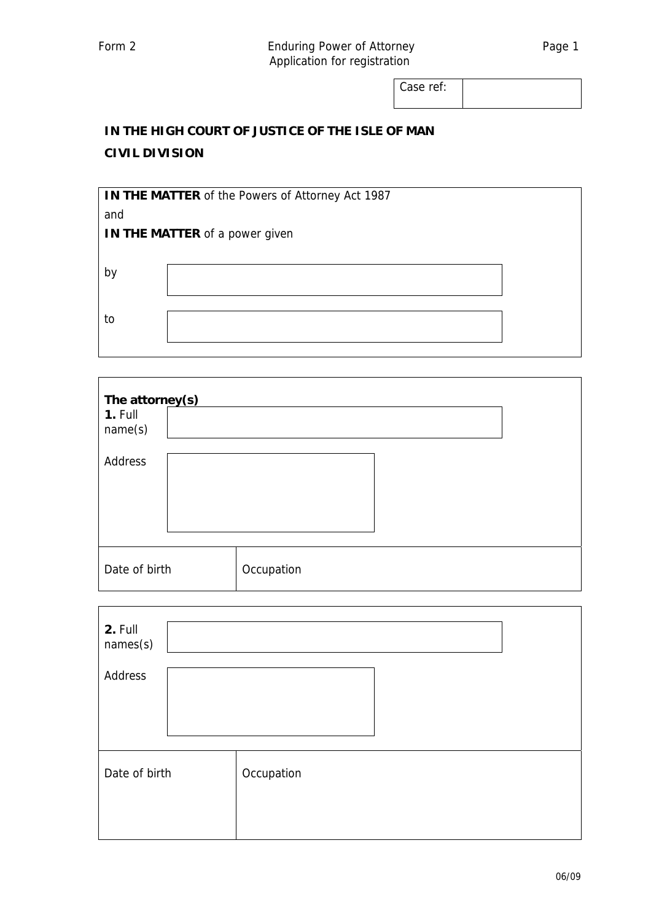Form 2 — Enduring Power of Attorney — Application for registration

| Case ref: | |
|---|---|

**IN THE HIGH COURT OF JUSTICE OF THE ISLE OF MAN**

**CIVIL DIVISION**

**IN THE MATTER** of the Powers of Attorney Act 1987

and

**IN THE MATTER** of a power given

by

to

**The attorney(s)**

**1.** Full name(s)

Address

| Date of birth | Occupation |
|---|---|
| | |

**2.** Full names(s)

Address

| Date of birth | Occupation |
|---|---|
| | |

06/09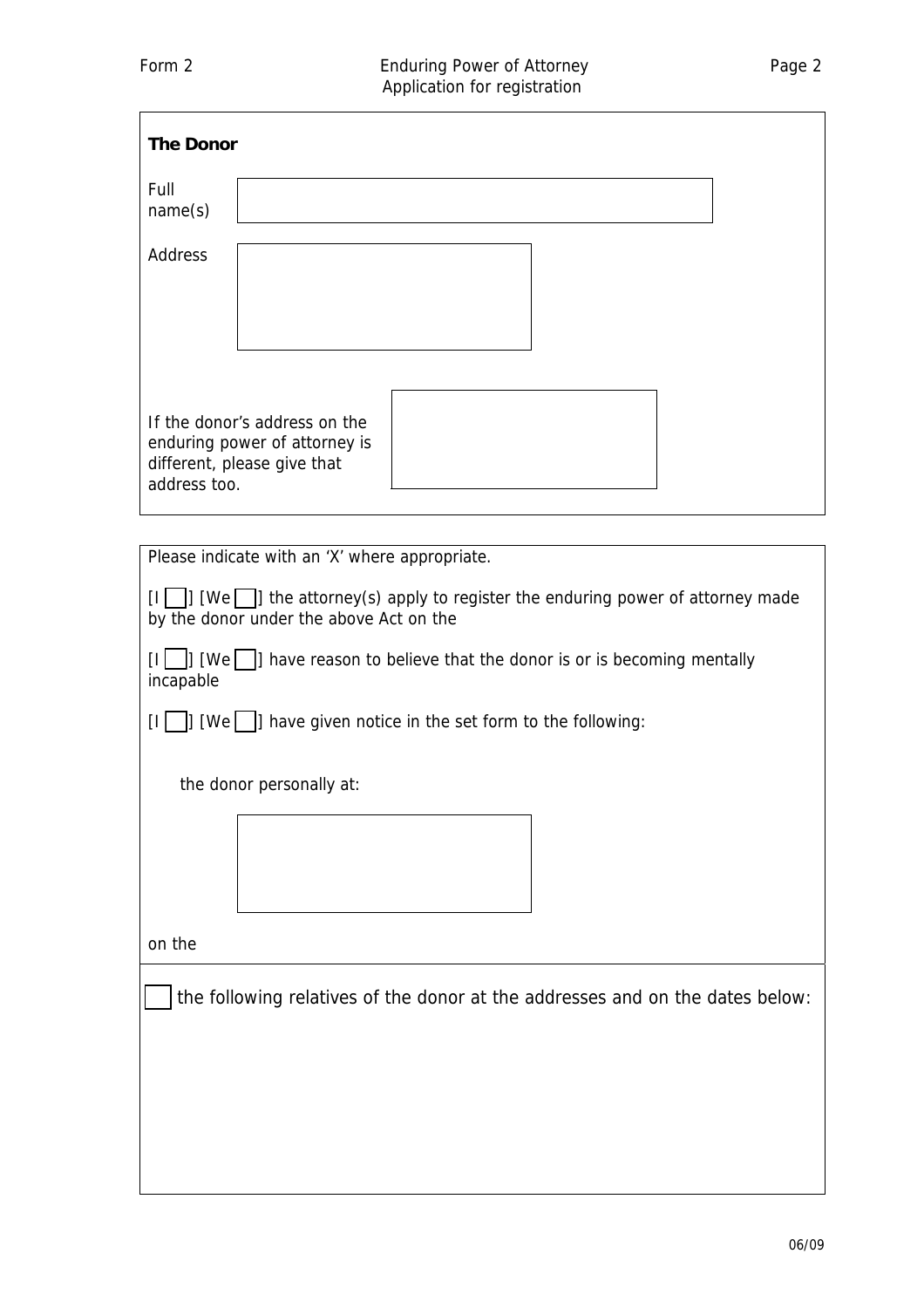## The Donor

Full name(s)

Address

If the donor's address on the enduring power of attorney is different, please give that address too.

Please indicate with an 'X' where appropriate.

[I [ ]] [We [ ]] the attorney(s) apply to register the enduring power of attorney made by the donor under the above Act on the

[I [ ]] [We [ ]] have reason to believe that the donor is or is becoming mentally incapable

[I [ ]] [We [ ]] have given notice in the set form to the following:

the donor personally at:

on the

[ ] the following relatives of the donor at the addresses and on the dates below: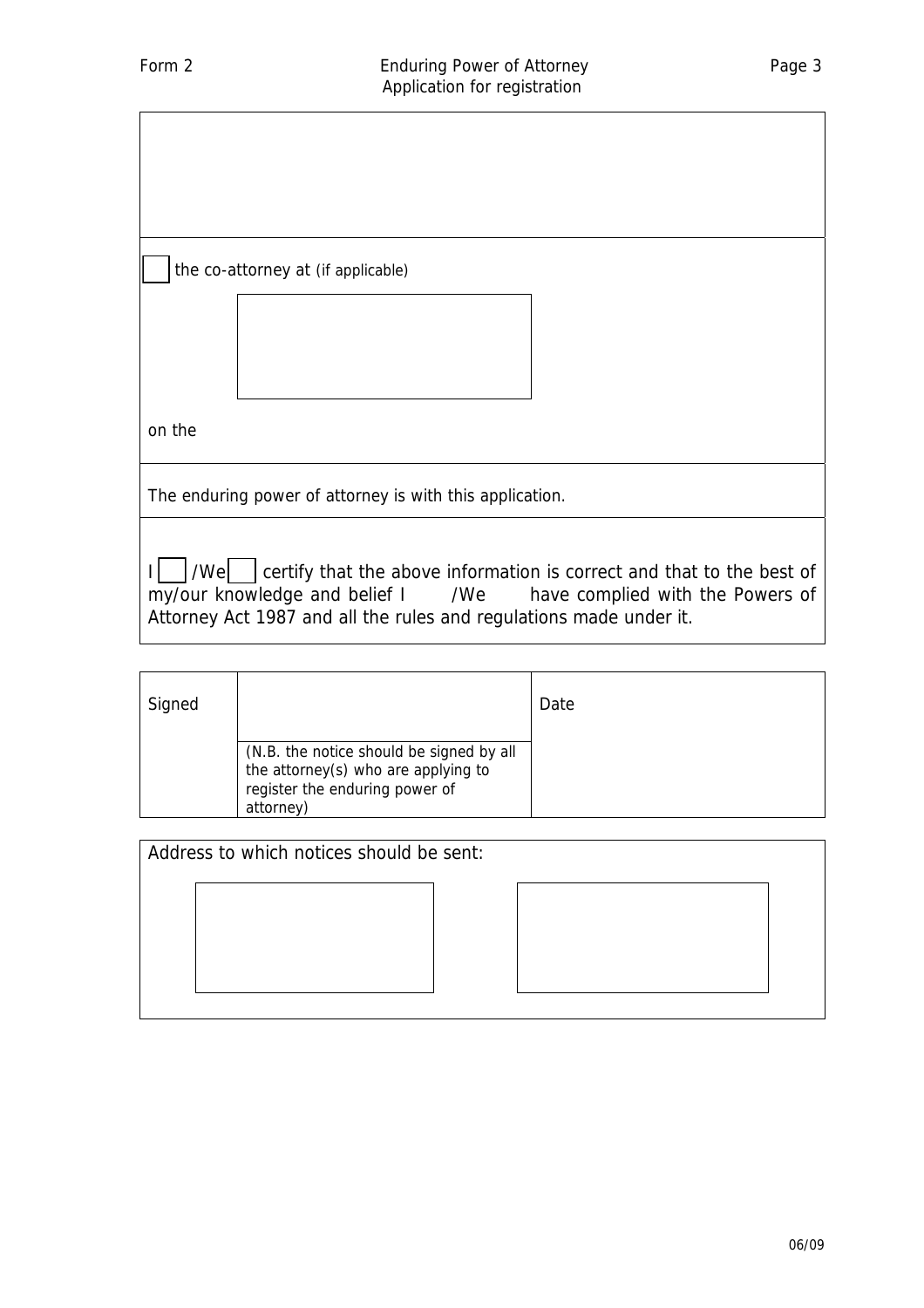☐ the co-attorney at (if applicable)

on the

The enduring power of attorney is with this application.

I ☐ /We ☐ certify that the above information is correct and that to the best of my/our knowledge and belief I /We have complied with the Powers of Attorney Act 1987 and all the rules and regulations made under it.

| | | |
|---|---|---|
| Signed | | Date |
| | (N.B. the notice should be signed by all the attorney(s) who are applying to register the enduring power of attorney) | |

Address to which notices should be sent:

06/09